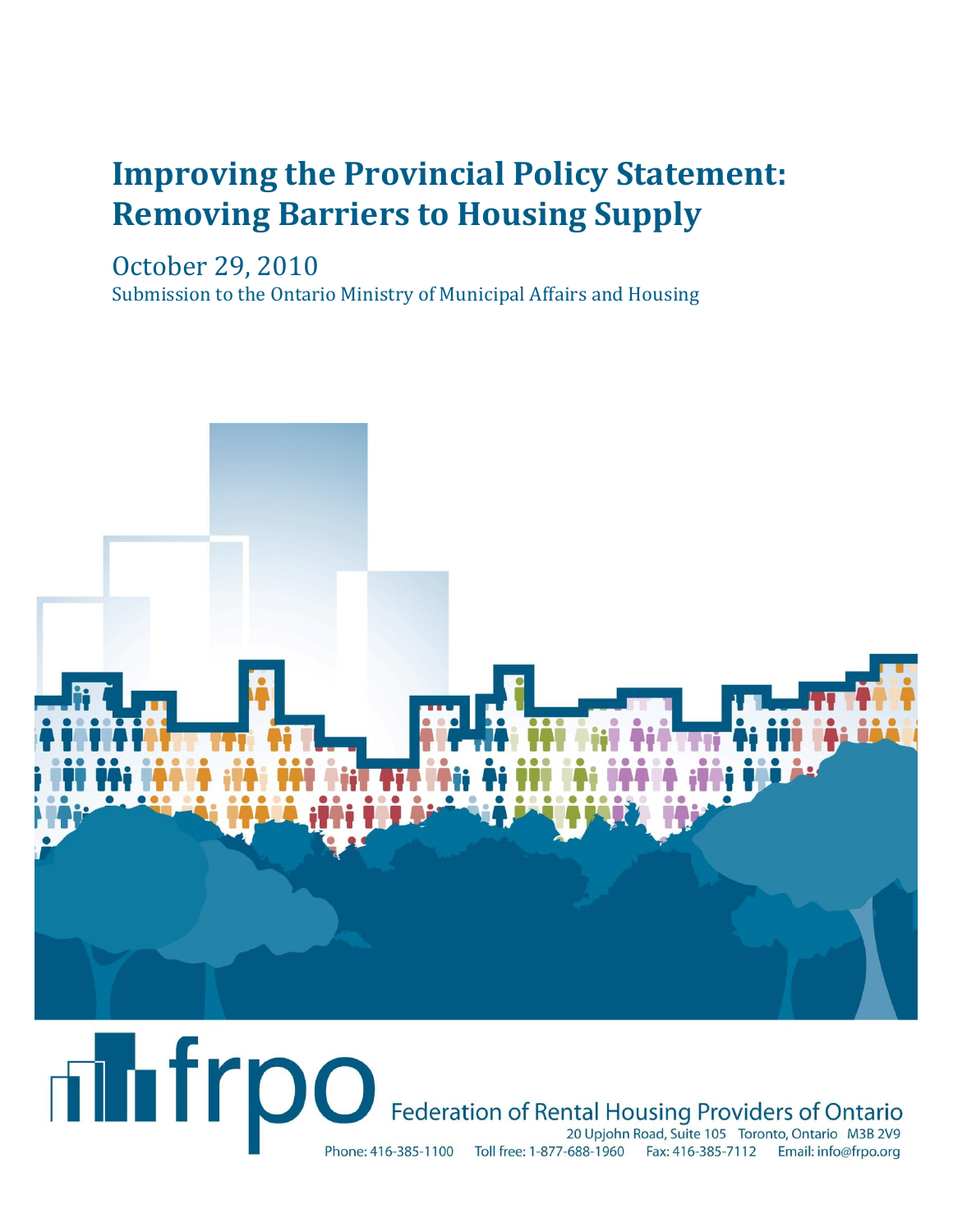# Improving the Provincial Policy Statement: Removing Barriers to Housing Supply

October 29, 2010

Submission to the Ontario Ministry of Municipal Affairs and Housing

frpo

Federation of Rental Housing Providers of Ontario

20 Upjohn Road, Suite 105 Toronto, Ontario M3B 2V9

Phone: 416-385-1100 Toll free: 1-877-688-1960 Fax: 416-385-7112 Email: info@frpo.org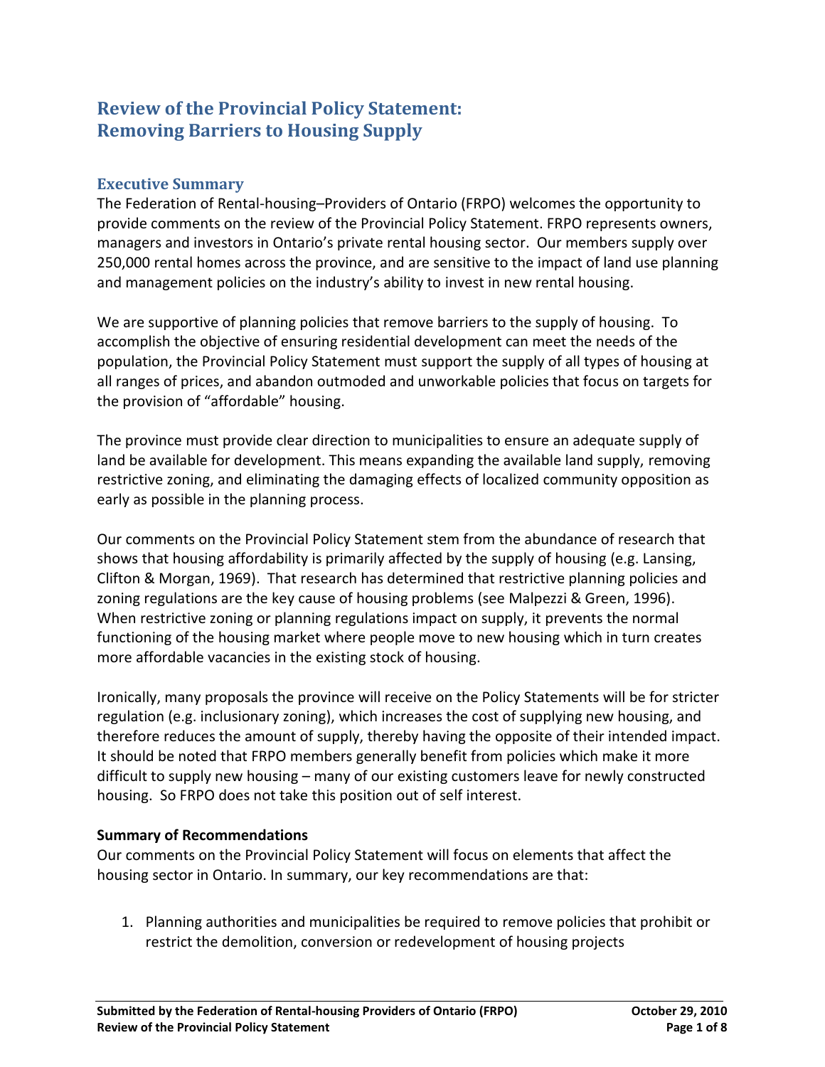# Review of the Provincial Policy Statement: Removing Barriers to Housing Supply

## Executive Summary

The Federation of Rental-housing–Providers of Ontario (FRPO) welcomes the opportunity to provide comments on the review of the Provincial Policy Statement. FRPO represents owners, managers and investors in Ontario's private rental housing sector. Our members supply over 250,000 rental homes across the province, and are sensitive to the impact of land use planning and management policies on the industry's ability to invest in new rental housing.

We are supportive of planning policies that remove barriers to the supply of housing. To accomplish the objective of ensuring residential development can meet the needs of the population, the Provincial Policy Statement must support the supply of all types of housing at all ranges of prices, and abandon outmoded and unworkable policies that focus on targets for the provision of "affordable" housing.

The province must provide clear direction to municipalities to ensure an adequate supply of land be available for development. This means expanding the available land supply, removing restrictive zoning, and eliminating the damaging effects of localized community opposition as early as possible in the planning process.

Our comments on the Provincial Policy Statement stem from the abundance of research that shows that housing affordability is primarily affected by the supply of housing (e.g. Lansing, Clifton & Morgan, 1969). That research has determined that restrictive planning policies and zoning regulations are the key cause of housing problems (see Malpezzi & Green, 1996). When restrictive zoning or planning regulations impact on supply, it prevents the normal functioning of the housing market where people move to new housing which in turn creates more affordable vacancies in the existing stock of housing.

Ironically, many proposals the province will receive on the Policy Statements will be for stricter regulation (e.g. inclusionary zoning), which increases the cost of supplying new housing, and therefore reduces the amount of supply, thereby having the opposite of their intended impact. It should be noted that FRPO members generally benefit from policies which make it more difficult to supply new housing – many of our existing customers leave for newly constructed housing. So FRPO does not take this position out of self interest.

**Summary of Recommendations**

Our comments on the Provincial Policy Statement will focus on elements that affect the housing sector in Ontario. In summary, our key recommendations are that:

1. Planning authorities and municipalities be required to remove policies that prohibit or restrict the demolition, conversion or redevelopment of housing projects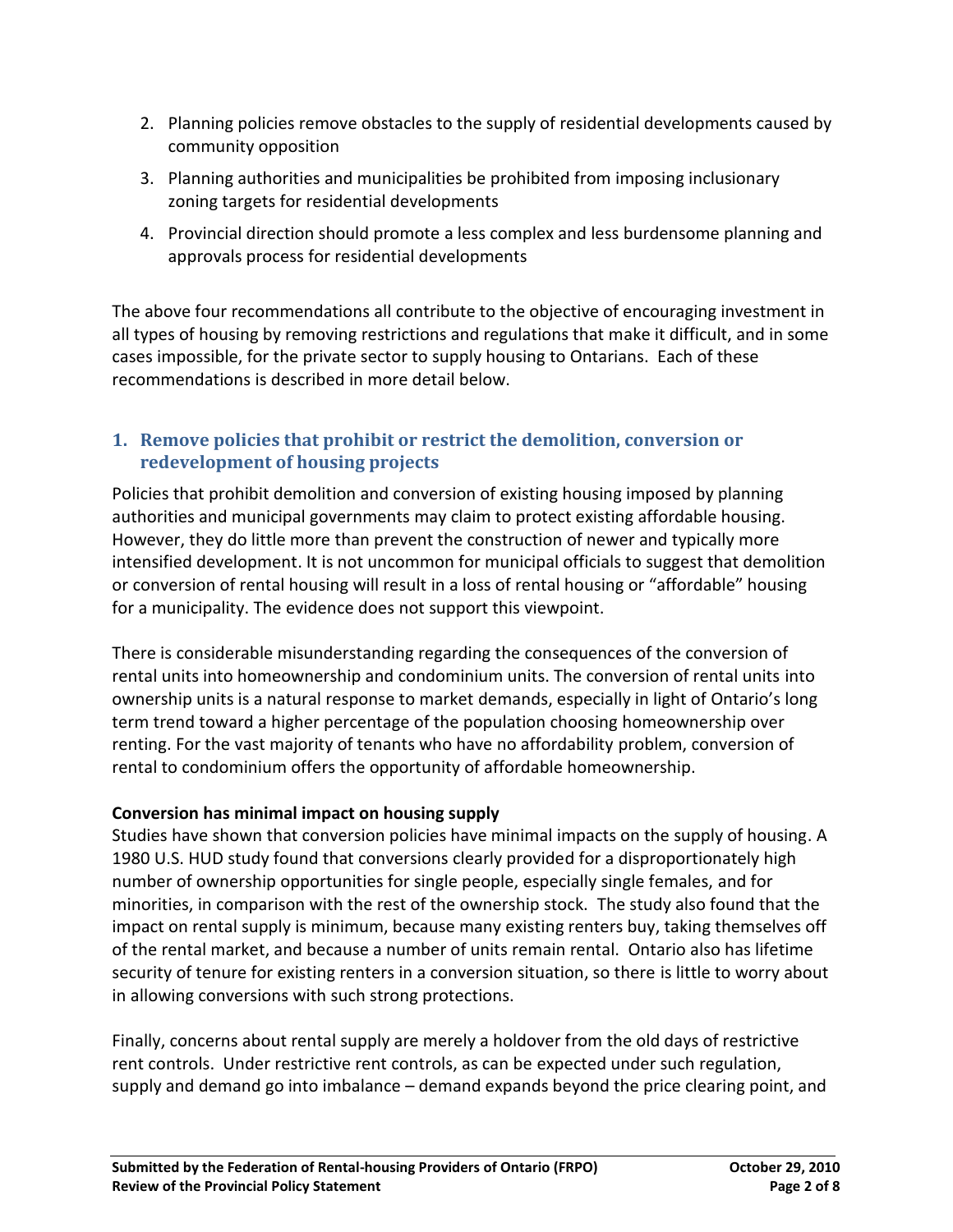2. Planning policies remove obstacles to the supply of residential developments caused by community opposition
3. Planning authorities and municipalities be prohibited from imposing inclusionary zoning targets for residential developments
4. Provincial direction should promote a less complex and less burdensome planning and approvals process for residential developments

The above four recommendations all contribute to the objective of encouraging investment in all types of housing by removing restrictions and regulations that make it difficult, and in some cases impossible, for the private sector to supply housing to Ontarians. Each of these recommendations is described in more detail below.

## 1. Remove policies that prohibit or restrict the demolition, conversion or redevelopment of housing projects

Policies that prohibit demolition and conversion of existing housing imposed by planning authorities and municipal governments may claim to protect existing affordable housing. However, they do little more than prevent the construction of newer and typically more intensified development. It is not uncommon for municipal officials to suggest that demolition or conversion of rental housing will result in a loss of rental housing or "affordable" housing for a municipality. The evidence does not support this viewpoint.

There is considerable misunderstanding regarding the consequences of the conversion of rental units into homeownership and condominium units. The conversion of rental units into ownership units is a natural response to market demands, especially in light of Ontario's long term trend toward a higher percentage of the population choosing homeownership over renting. For the vast majority of tenants who have no affordability problem, conversion of rental to condominium offers the opportunity of affordable homeownership.

**Conversion has minimal impact on housing supply**

Studies have shown that conversion policies have minimal impacts on the supply of housing. A 1980 U.S. HUD study found that conversions clearly provided for a disproportionately high number of ownership opportunities for single people, especially single females, and for minorities, in comparison with the rest of the ownership stock. The study also found that the impact on rental supply is minimum, because many existing renters buy, taking themselves off of the rental market, and because a number of units remain rental. Ontario also has lifetime security of tenure for existing renters in a conversion situation, so there is little to worry about in allowing conversions with such strong protections.

Finally, concerns about rental supply are merely a holdover from the old days of restrictive rent controls. Under restrictive rent controls, as can be expected under such regulation, supply and demand go into imbalance – demand expands beyond the price clearing point, and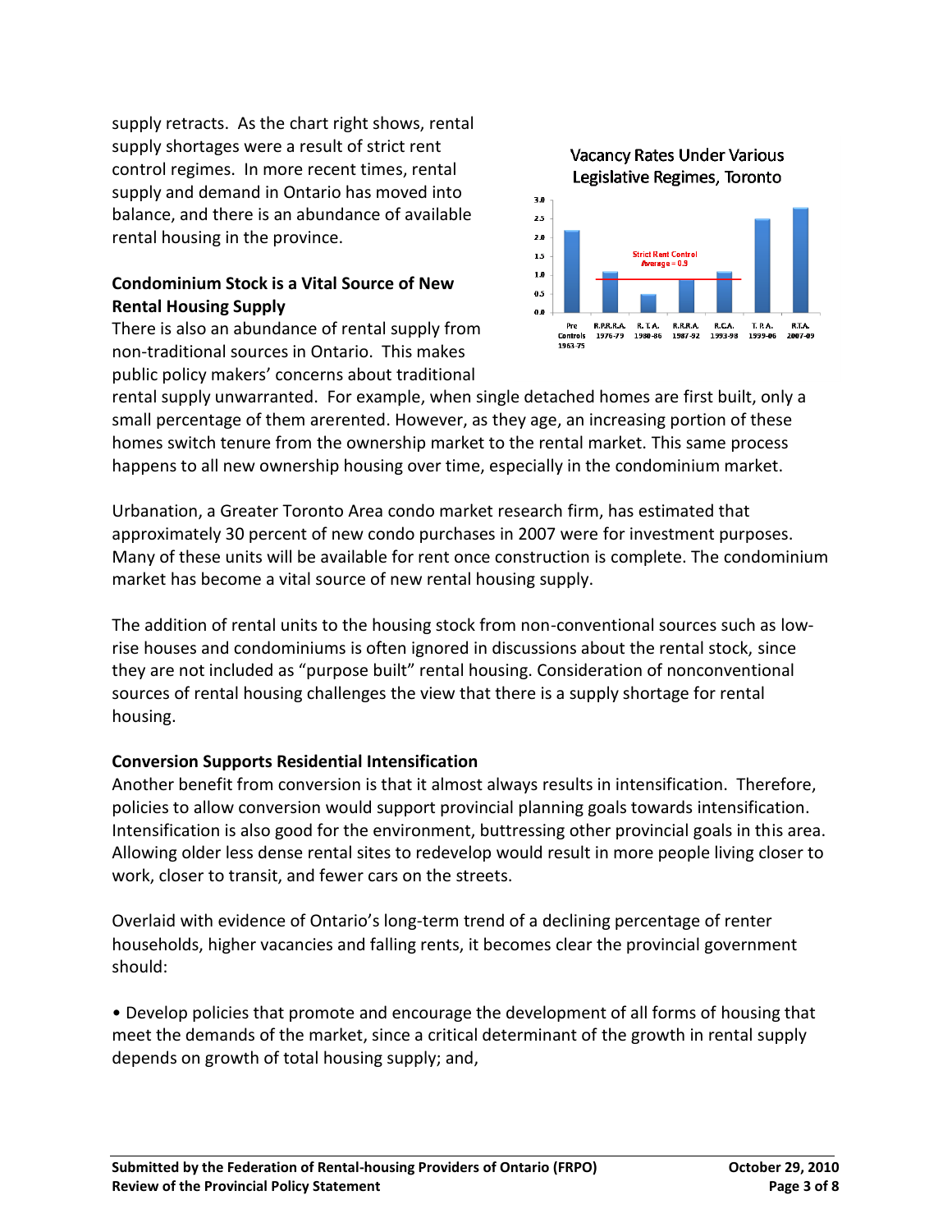supply retracts. As the chart right shows, rental supply shortages were a result of strict rent control regimes. In more recent times, rental supply and demand in Ontario has moved into balance, and there is an abundance of available rental housing in the province.

Vacancy Rates Under Various Legislative Regimes, Toronto

| Regime | Vacancy Rate |
|---|---|
| Pre Controls 1963-75 | 2.2 |
| R.P.R.R.A. 1976-79 | 1.1 |
| R.T.A. 1980-86 | 0.5 |
| R.R.R.A. 1987-92 | 0.9 |
| R.C.A. 1993-98 | 1.1 |
| T.P.A. 1999-06 | 2.5 |
| R.T.A. 2007-09 | 2.8 |

Strict Rent Control Average = 0.9

### Condominium Stock is a Vital Source of New Rental Housing Supply

There is also an abundance of rental supply from non-traditional sources in Ontario. This makes public policy makers' concerns about traditional rental supply unwarranted. For example, when single detached homes are first built, only a small percentage of them arerented. However, as they age, an increasing portion of these homes switch tenure from the ownership market to the rental market. This same process happens to all new ownership housing over time, especially in the condominium market.

Urbanation, a Greater Toronto Area condo market research firm, has estimated that approximately 30 percent of new condo purchases in 2007 were for investment purposes. Many of these units will be available for rent once construction is complete. The condominium market has become a vital source of new rental housing supply.

The addition of rental units to the housing stock from non-conventional sources such as low-rise houses and condominiums is often ignored in discussions about the rental stock, since they are not included as "purpose built" rental housing. Consideration of nonconventional sources of rental housing challenges the view that there is a supply shortage for rental housing.

### Conversion Supports Residential Intensification

Another benefit from conversion is that it almost always results in intensification. Therefore, policies to allow conversion would support provincial planning goals towards intensification. Intensification is also good for the environment, buttressing other provincial goals in this area. Allowing older less dense rental sites to redevelop would result in more people living closer to work, closer to transit, and fewer cars on the streets.

Overlaid with evidence of Ontario's long-term trend of a declining percentage of renter households, higher vacancies and falling rents, it becomes clear the provincial government should:

- Develop policies that promote and encourage the development of all forms of housing that meet the demands of the market, since a critical determinant of the growth in rental supply depends on growth of total housing supply; and,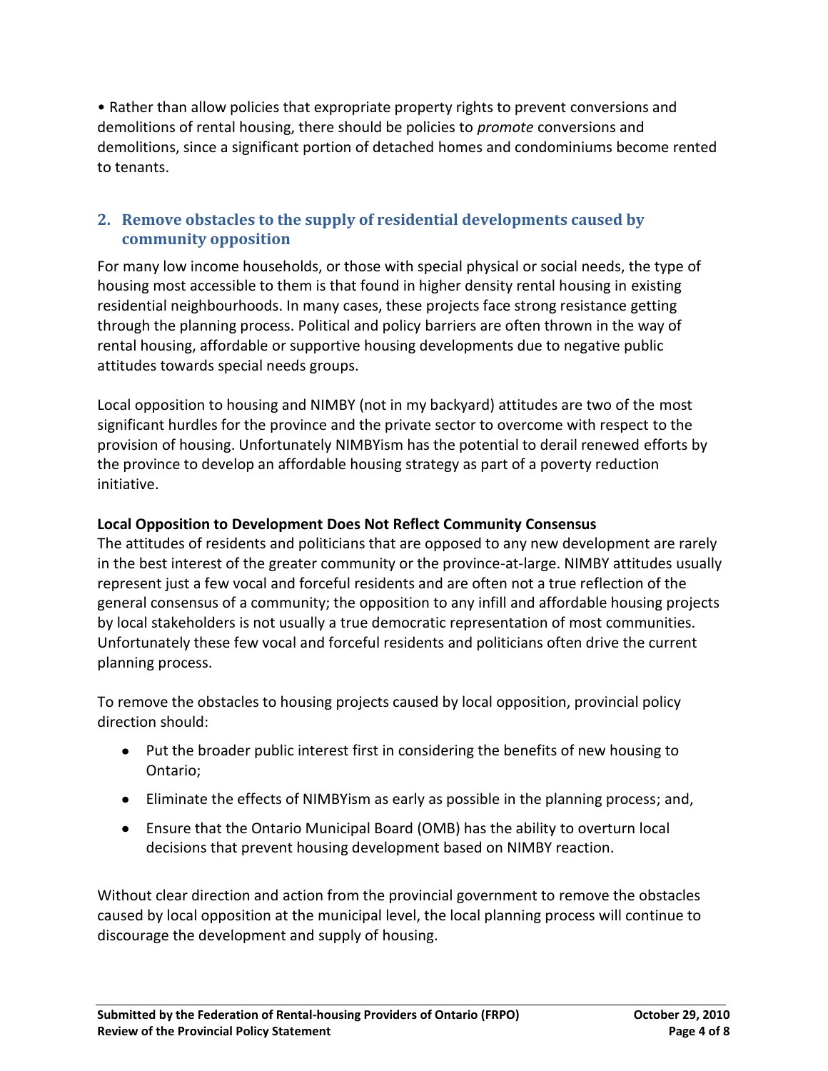- Rather than allow policies that expropriate property rights to prevent conversions and demolitions of rental housing, there should be policies to *promote* conversions and demolitions, since a significant portion of detached homes and condominiums become rented to tenants.

## 2. Remove obstacles to the supply of residential developments caused by community opposition

For many low income households, or those with special physical or social needs, the type of housing most accessible to them is that found in higher density rental housing in existing residential neighbourhoods. In many cases, these projects face strong resistance getting through the planning process. Political and policy barriers are often thrown in the way of rental housing, affordable or supportive housing developments due to negative public attitudes towards special needs groups.

Local opposition to housing and NIMBY (not in my backyard) attitudes are two of the most significant hurdles for the province and the private sector to overcome with respect to the provision of housing. Unfortunately NIMBYism has the potential to derail renewed efforts by the province to develop an affordable housing strategy as part of a poverty reduction initiative.

**Local Opposition to Development Does Not Reflect Community Consensus**

The attitudes of residents and politicians that are opposed to any new development are rarely in the best interest of the greater community or the province-at-large. NIMBY attitudes usually represent just a few vocal and forceful residents and are often not a true reflection of the general consensus of a community; the opposition to any infill and affordable housing projects by local stakeholders is not usually a true democratic representation of most communities. Unfortunately these few vocal and forceful residents and politicians often drive the current planning process.

To remove the obstacles to housing projects caused by local opposition, provincial policy direction should:

- Put the broader public interest first in considering the benefits of new housing to Ontario;
- Eliminate the effects of NIMBYism as early as possible in the planning process; and,
- Ensure that the Ontario Municipal Board (OMB) has the ability to overturn local decisions that prevent housing development based on NIMBY reaction.

Without clear direction and action from the provincial government to remove the obstacles caused by local opposition at the municipal level, the local planning process will continue to discourage the development and supply of housing.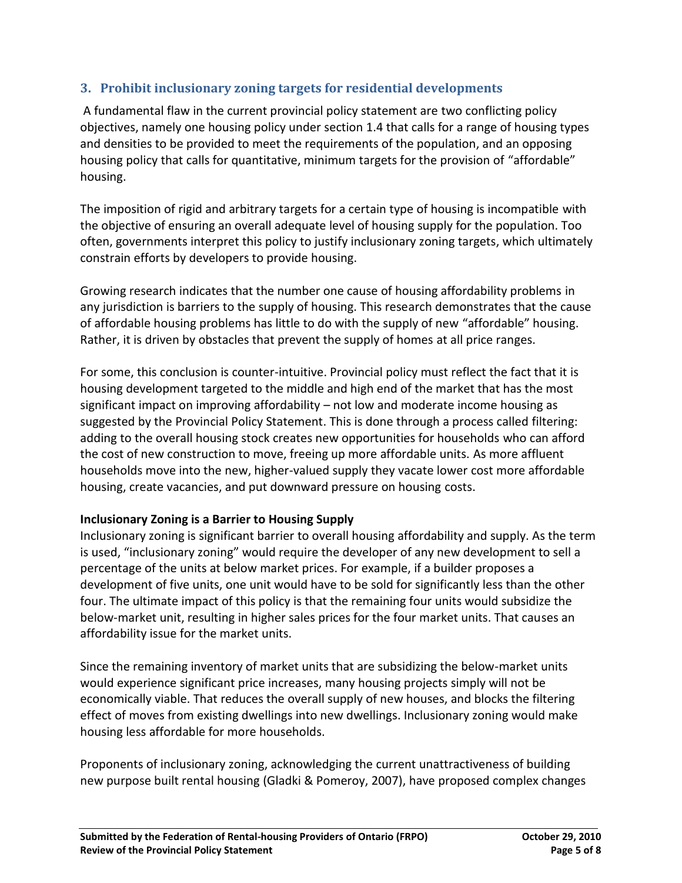## 3. Prohibit inclusionary zoning targets for residential developments

A fundamental flaw in the current provincial policy statement are two conflicting policy objectives, namely one housing policy under section 1.4 that calls for a range of housing types and densities to be provided to meet the requirements of the population, and an opposing housing policy that calls for quantitative, minimum targets for the provision of "affordable" housing.

The imposition of rigid and arbitrary targets for a certain type of housing is incompatible with the objective of ensuring an overall adequate level of housing supply for the population. Too often, governments interpret this policy to justify inclusionary zoning targets, which ultimately constrain efforts by developers to provide housing.

Growing research indicates that the number one cause of housing affordability problems in any jurisdiction is barriers to the supply of housing. This research demonstrates that the cause of affordable housing problems has little to do with the supply of new "affordable" housing. Rather, it is driven by obstacles that prevent the supply of homes at all price ranges.

For some, this conclusion is counter-intuitive. Provincial policy must reflect the fact that it is housing development targeted to the middle and high end of the market that has the most significant impact on improving affordability – not low and moderate income housing as suggested by the Provincial Policy Statement. This is done through a process called filtering: adding to the overall housing stock creates new opportunities for households who can afford the cost of new construction to move, freeing up more affordable units. As more affluent households move into the new, higher-valued supply they vacate lower cost more affordable housing, create vacancies, and put downward pressure on housing costs.

**Inclusionary Zoning is a Barrier to Housing Supply**

Inclusionary zoning is significant barrier to overall housing affordability and supply. As the term is used, "inclusionary zoning" would require the developer of any new development to sell a percentage of the units at below market prices. For example, if a builder proposes a development of five units, one unit would have to be sold for significantly less than the other four. The ultimate impact of this policy is that the remaining four units would subsidize the below-market unit, resulting in higher sales prices for the four market units. That causes an affordability issue for the market units.

Since the remaining inventory of market units that are subsidizing the below-market units would experience significant price increases, many housing projects simply will not be economically viable. That reduces the overall supply of new houses, and blocks the filtering effect of moves from existing dwellings into new dwellings. Inclusionary zoning would make housing less affordable for more households.

Proponents of inclusionary zoning, acknowledging the current unattractiveness of building new purpose built rental housing (Gladki & Pomeroy, 2007), have proposed complex changes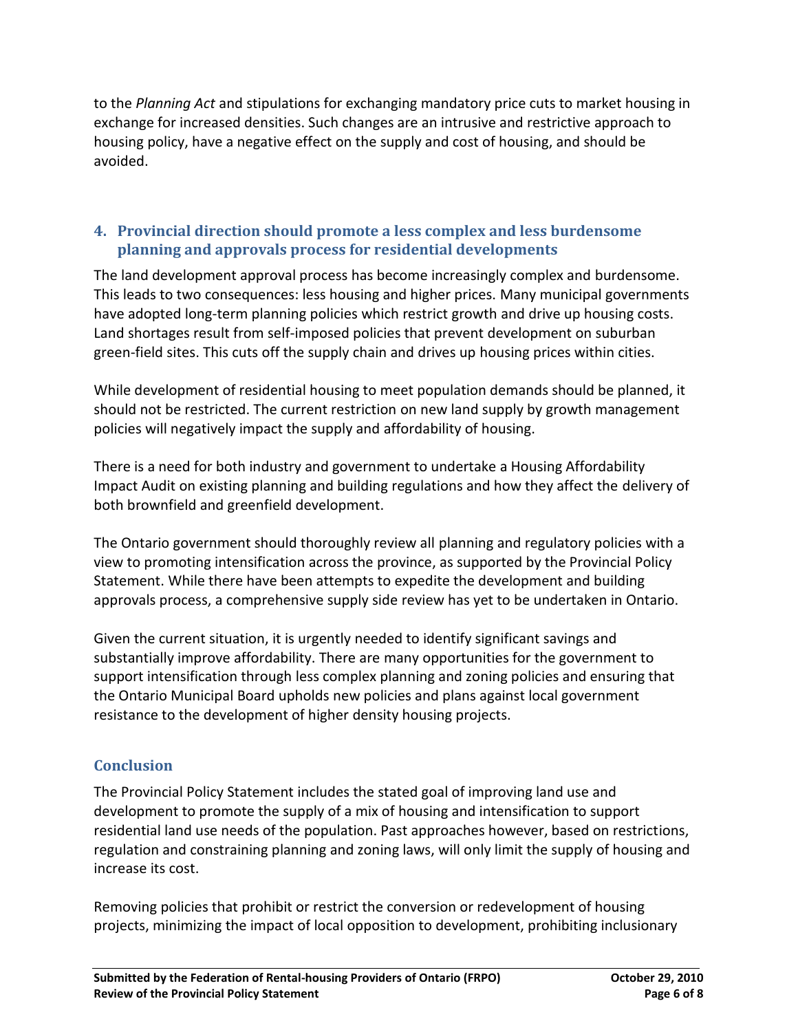to the *Planning Act* and stipulations for exchanging mandatory price cuts to market housing in exchange for increased densities. Such changes are an intrusive and restrictive approach to housing policy, have a negative effect on the supply and cost of housing, and should be avoided.

## 4. Provincial direction should promote a less complex and less burdensome planning and approvals process for residential developments

The land development approval process has become increasingly complex and burdensome. This leads to two consequences: less housing and higher prices. Many municipal governments have adopted long-term planning policies which restrict growth and drive up housing costs. Land shortages result from self-imposed policies that prevent development on suburban green-field sites. This cuts off the supply chain and drives up housing prices within cities.

While development of residential housing to meet population demands should be planned, it should not be restricted. The current restriction on new land supply by growth management policies will negatively impact the supply and affordability of housing.

There is a need for both industry and government to undertake a Housing Affordability Impact Audit on existing planning and building regulations and how they affect the delivery of both brownfield and greenfield development.

The Ontario government should thoroughly review all planning and regulatory policies with a view to promoting intensification across the province, as supported by the Provincial Policy Statement. While there have been attempts to expedite the development and building approvals process, a comprehensive supply side review has yet to be undertaken in Ontario.

Given the current situation, it is urgently needed to identify significant savings and substantially improve affordability. There are many opportunities for the government to support intensification through less complex planning and zoning policies and ensuring that the Ontario Municipal Board upholds new policies and plans against local government resistance to the development of higher density housing projects.

## Conclusion

The Provincial Policy Statement includes the stated goal of improving land use and development to promote the supply of a mix of housing and intensification to support residential land use needs of the population. Past approaches however, based on restrictions, regulation and constraining planning and zoning laws, will only limit the supply of housing and increase its cost.

Removing policies that prohibit or restrict the conversion or redevelopment of housing projects, minimizing the impact of local opposition to development, prohibiting inclusionary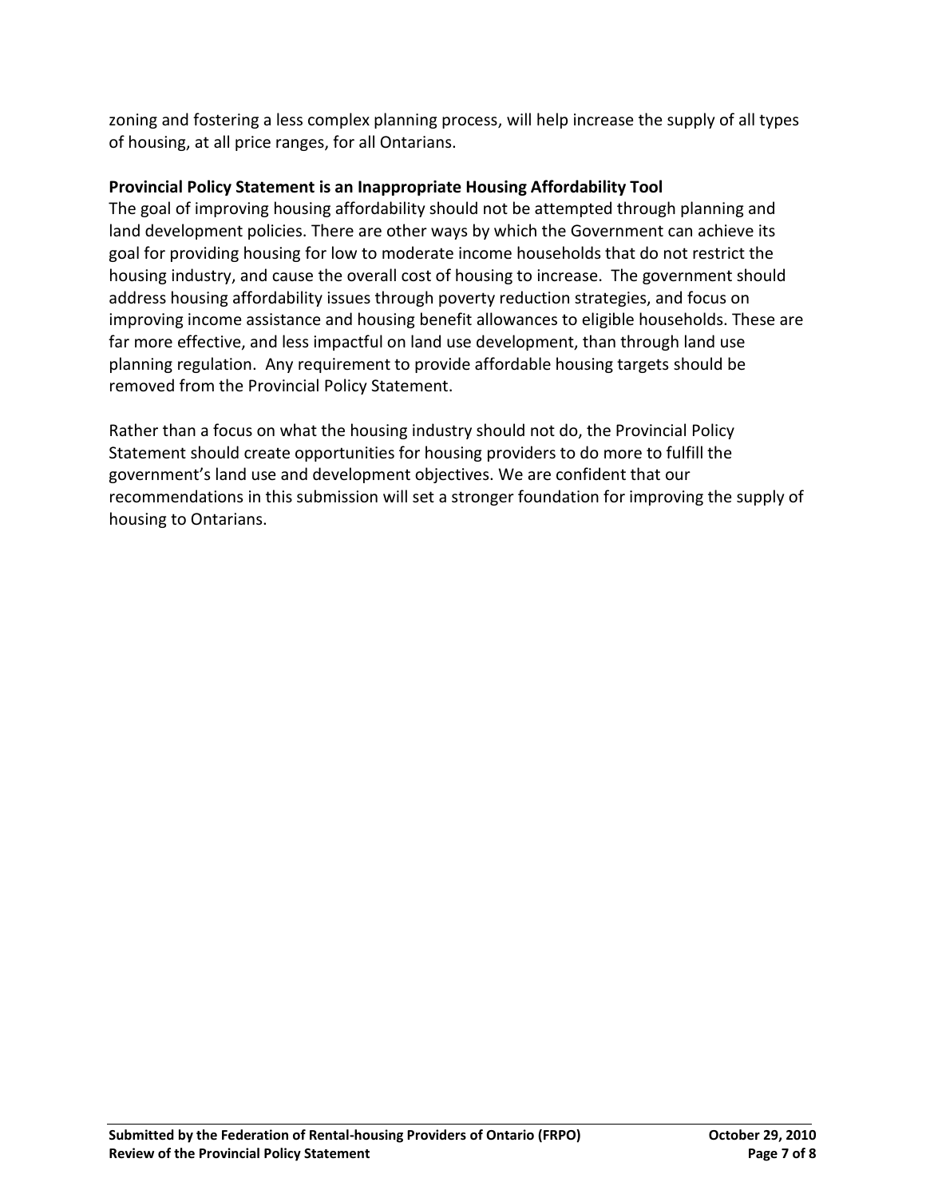zoning and fostering a less complex planning process, will help increase the supply of all types of housing, at all price ranges, for all Ontarians.

**Provincial Policy Statement is an Inappropriate Housing Affordability Tool**

The goal of improving housing affordability should not be attempted through planning and land development policies. There are other ways by which the Government can achieve its goal for providing housing for low to moderate income households that do not restrict the housing industry, and cause the overall cost of housing to increase. The government should address housing affordability issues through poverty reduction strategies, and focus on improving income assistance and housing benefit allowances to eligible households. These are far more effective, and less impactful on land use development, than through land use planning regulation. Any requirement to provide affordable housing targets should be removed from the Provincial Policy Statement.

Rather than a focus on what the housing industry should not do, the Provincial Policy Statement should create opportunities for housing providers to do more to fulfill the government's land use and development objectives. We are confident that our recommendations in this submission will set a stronger foundation for improving the supply of housing to Ontarians.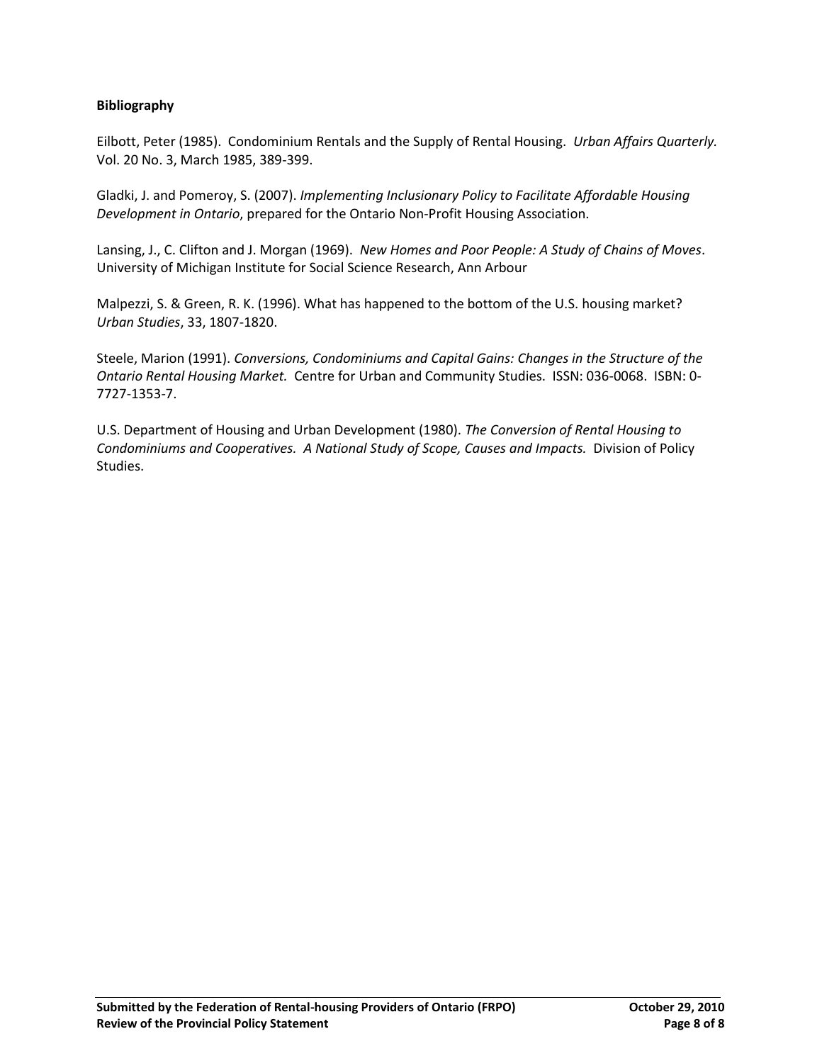**Bibliography**

Eilbott, Peter (1985). Condominium Rentals and the Supply of Rental Housing. *Urban Affairs Quarterly.* Vol. 20 No. 3, March 1985, 389-399.

Gladki, J. and Pomeroy, S. (2007). *Implementing Inclusionary Policy to Facilitate Affordable Housing Development in Ontario*, prepared for the Ontario Non-Profit Housing Association.

Lansing, J., C. Clifton and J. Morgan (1969). *New Homes and Poor People: A Study of Chains of Moves*. University of Michigan Institute for Social Science Research, Ann Arbour

Malpezzi, S. & Green, R. K. (1996). What has happened to the bottom of the U.S. housing market? *Urban Studies*, 33, 1807-1820.

Steele, Marion (1991). *Conversions, Condominiums and Capital Gains: Changes in the Structure of the Ontario Rental Housing Market.* Centre for Urban and Community Studies. ISSN: 036-0068. ISBN: 0-7727-1353-7.

U.S. Department of Housing and Urban Development (1980). *The Conversion of Rental Housing to Condominiums and Cooperatives. A National Study of Scope, Causes and Impacts.* Division of Policy Studies.